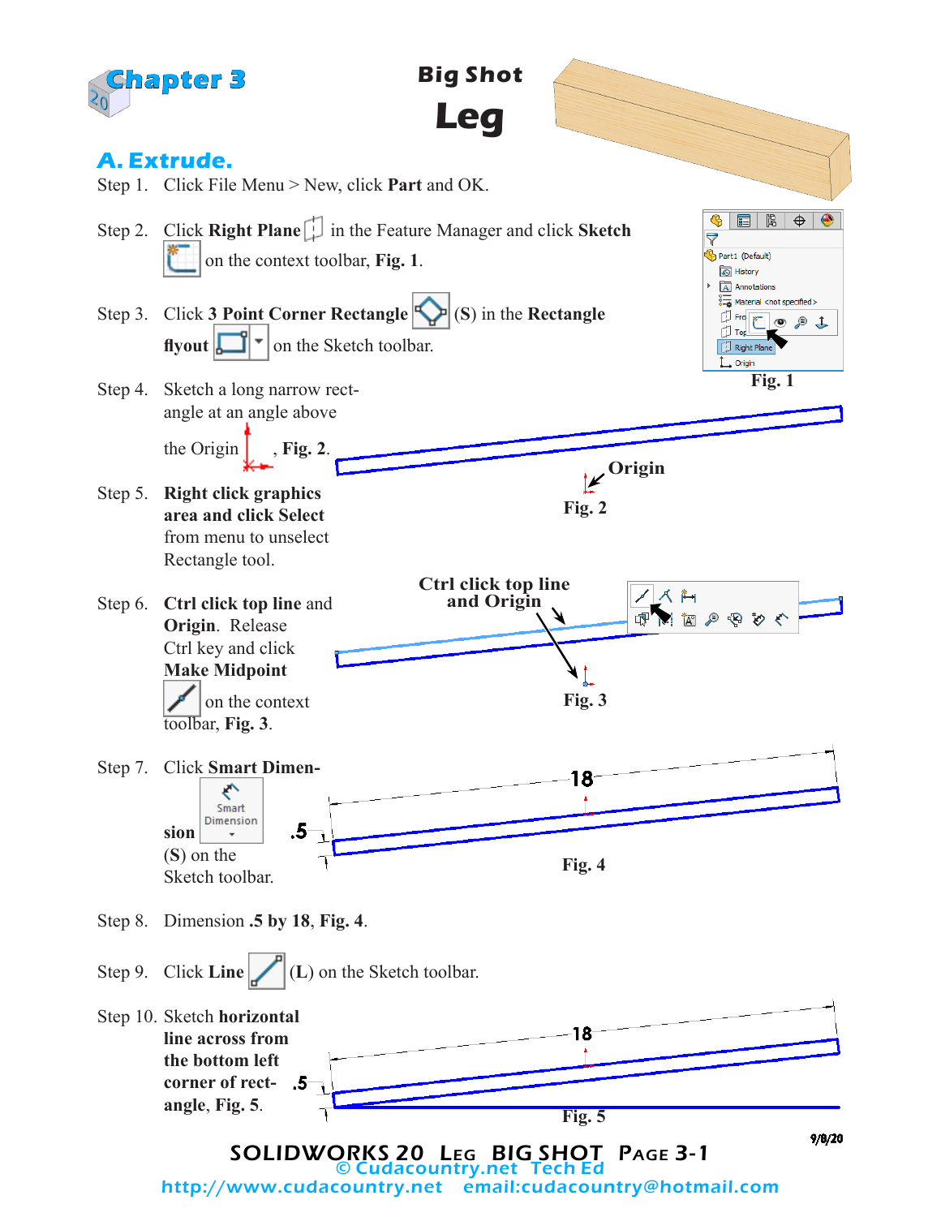# Chapter 3

## Big Shot Leg

### A. Extrude.

Step 1. Click File Menu > New, click **Part** and OK.

Step 2. Click **Right Plane** in the Feature Manager and click **Sketch** on the context toolbar, **Fig. 1**.

Step 3. Click **3 Point Corner Rectangle** (**S**) in the **Rectangle flyout** on the Sketch toolbar.

Step 4. Sketch a long narrow rectangle at an angle above the Origin, **Fig. 2**.

Step 5. **Right click graphics area and click Select** from menu to unselect Rectangle tool.

Step 6. **Ctrl click top line** and **Origin**. Release Ctrl key and click **Make Midpoint** on the context toolbar, **Fig. 3**.

Step 7. Click **Smart Dimension** (**S**) on the Sketch toolbar.

Step 8. Dimension **.5 by 18**, **Fig. 4**.

Step 9. Click **Line** (**L**) on the Sketch toolbar.

Step 10. Sketch **horizontal line across from the bottom left corner of rectangle**, **Fig. 5**.

**Fig. 1**

Origin

**Fig. 2**

Ctrl click top line and Origin

**Fig. 3**

18

.5

**Fig. 4**

18

.5

**Fig. 5**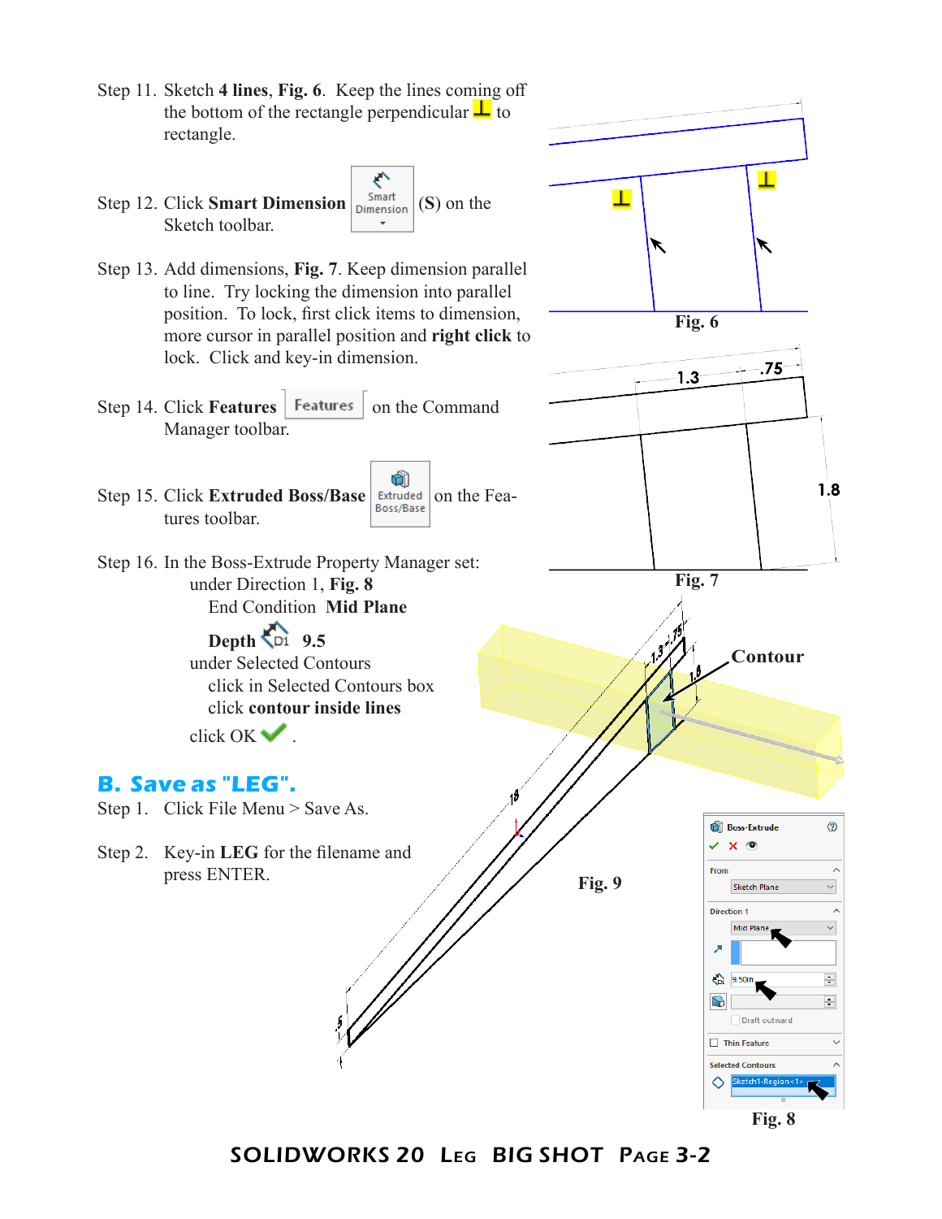Step 11. Sketch **4 lines**, **Fig. 6**. Keep the lines coming off the bottom of the rectangle perpendicular ⊥ to rectangle.

Step 12. Click **Smart Dimension** (**S**) on the Sketch toolbar.

Step 13. Add dimensions, **Fig. 7**. Keep dimension parallel to line. Try locking the dimension into parallel position. To lock, first click items to dimension, more cursor in parallel position and **right click** to lock. Click and key-in dimension.

Step 14. Click **Features** on the Command Manager toolbar.

Step 15. Click **Extruded Boss/Base** on the Features toolbar.

Step 16. In the Boss-Extrude Property Manager set:
 under Direction 1, **Fig. 8**
  End Condition **Mid Plane**
  **Depth** 9.5
 under Selected Contours
  click in Selected Contours box
  click **contour inside lines**
 click OK ✓.

Fig. 6

Fig. 7

Contour

Fig. 9

Fig. 8

## B. Save as "LEG".

Step 1. Click File Menu > Save As.

Step 2. Key-in **LEG** for the filename and press ENTER.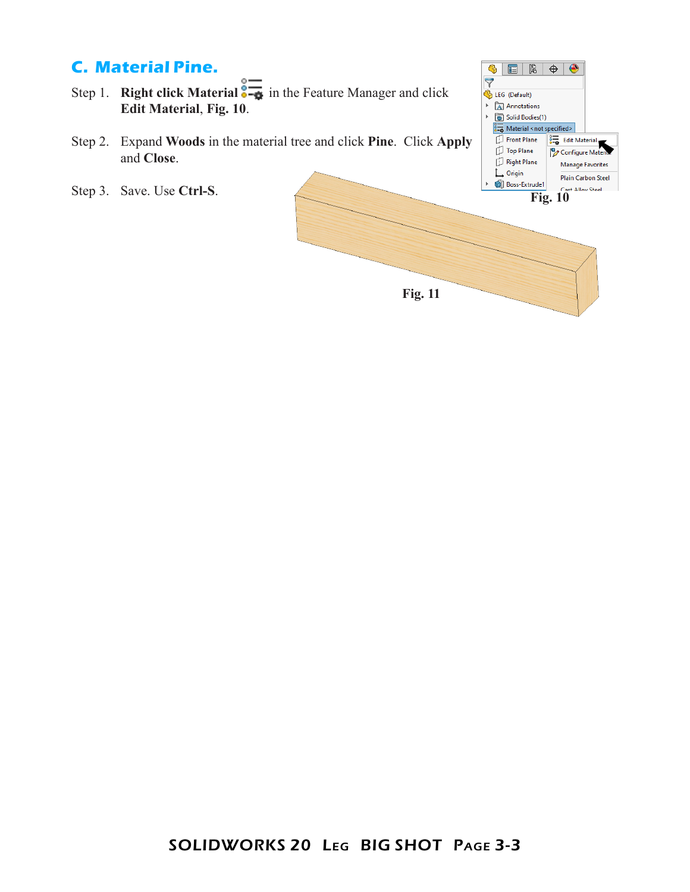## C. Material Pine.

Step 1. **Right click Material** in the Feature Manager and click **Edit Material**, **Fig. 10**.

Step 2. Expand **Woods** in the material tree and click **Pine**. Click **Apply** and **Close**.

Step 3. Save. Use **Ctrl-S**.

Fig. 10

Fig. 11